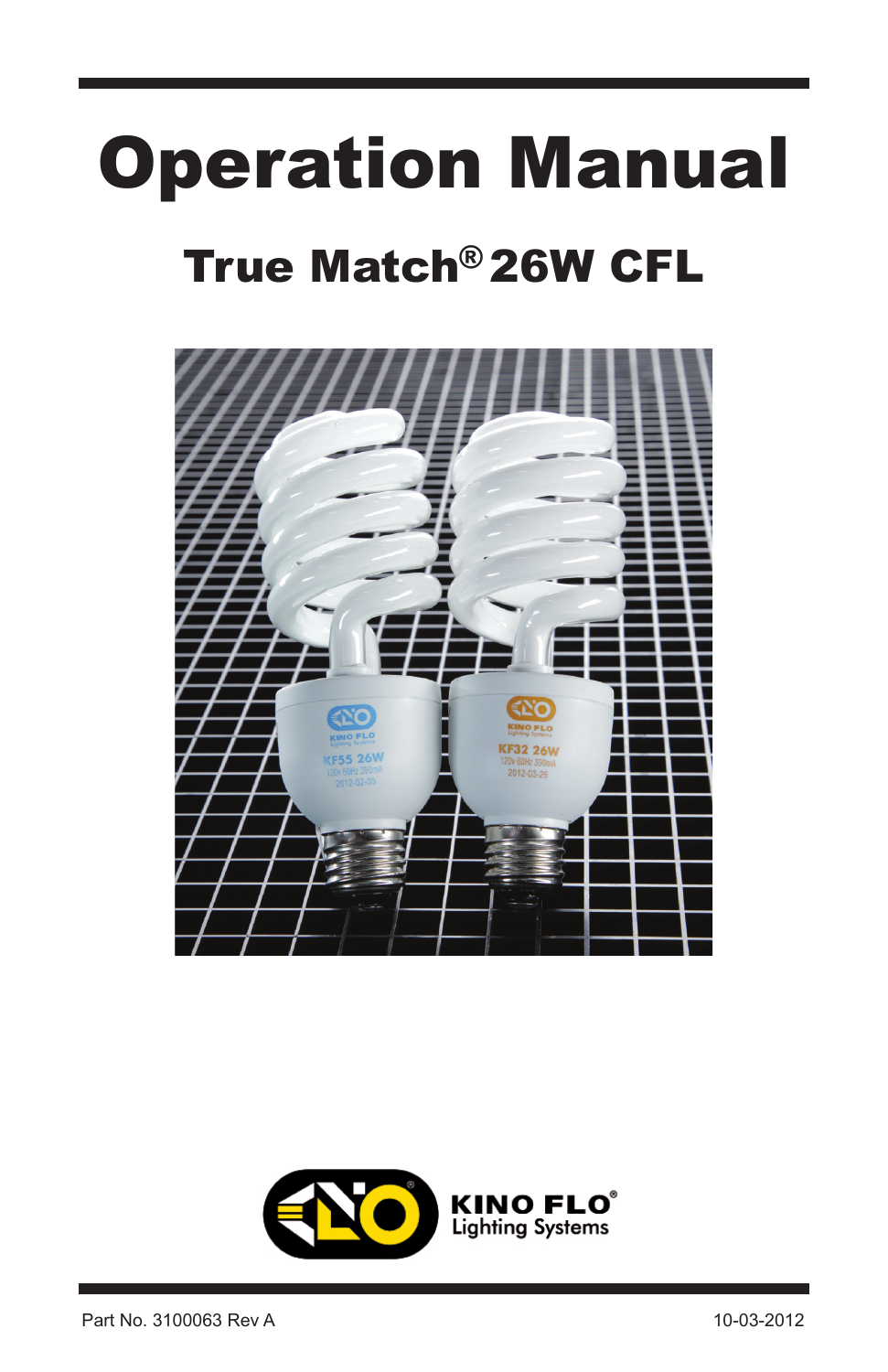# Operation Manual

## True Match® 26W CFL

KINO FLO® Lighting Systems

Part No. 3100063 Rev A

10-03-2012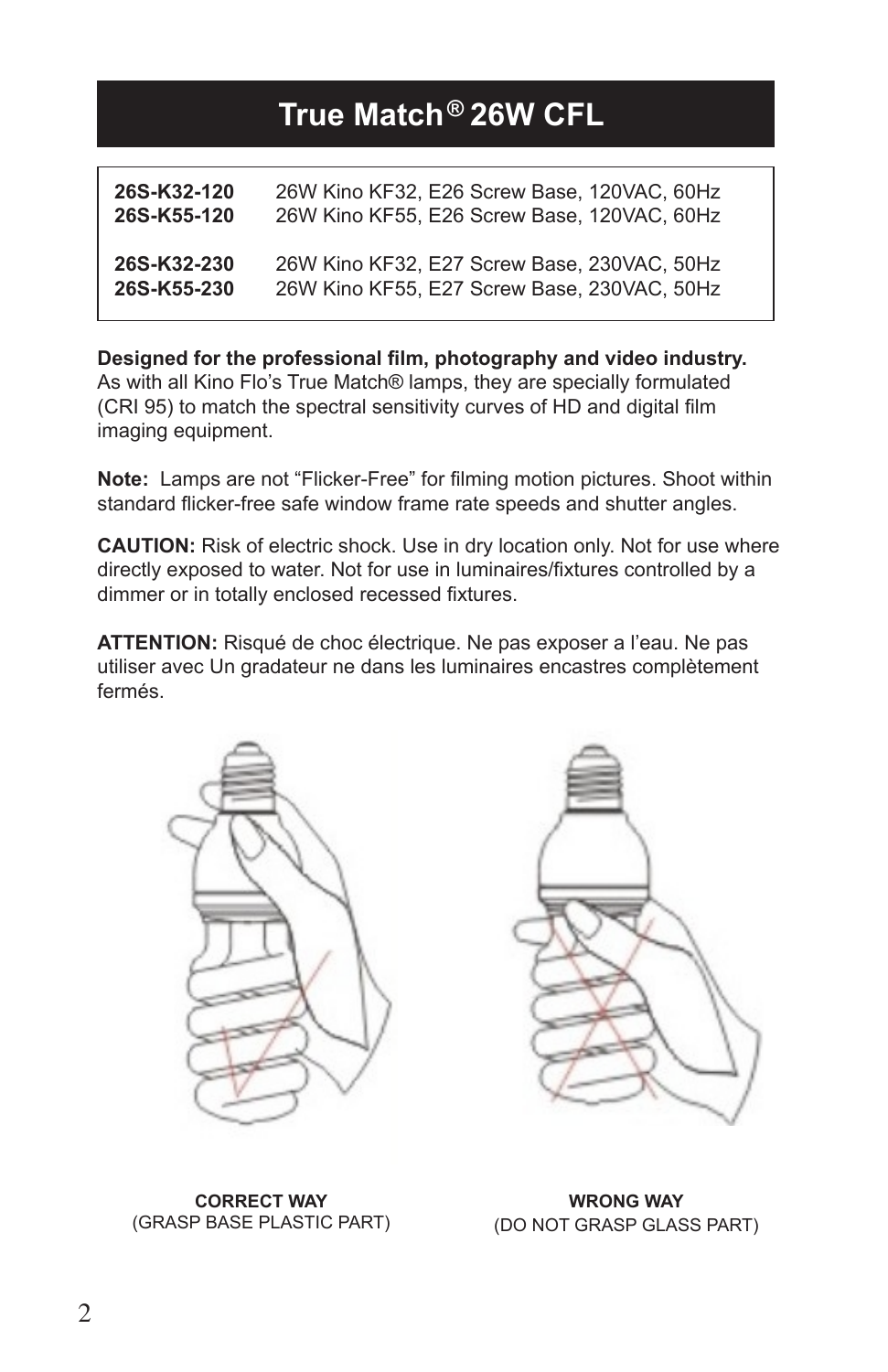# True Match® 26W CFL

| | |
|---|---|
| **26S-K32-120** | 26W Kino KF32, E26 Screw Base, 120VAC, 60Hz |
| **26S-K55-120** | 26W Kino KF55, E26 Screw Base, 120VAC, 60Hz |
| **26S-K32-230** | 26W Kino KF32, E27 Screw Base, 230VAC, 50Hz |
| **26S-K55-230** | 26W Kino KF55, E27 Screw Base, 230VAC, 50Hz |

**Designed for the professional film, photography and video industry.** As with all Kino Flo's True Match® lamps, they are specially formulated (CRI 95) to match the spectral sensitivity curves of HD and digital film imaging equipment.

**Note:** Lamps are not "Flicker-Free" for filming motion pictures. Shoot within standard flicker-free safe window frame rate speeds and shutter angles.

**CAUTION:** Risk of electric shock. Use in dry location only. Not for use where directly exposed to water. Not for use in luminaires/fixtures controlled by a dimmer or in totally enclosed recessed fixtures.

**ATTENTION:** Risqué de choc électrique. Ne pas exposer a l'eau. Ne pas utiliser avec Un gradateur ne dans les luminaires encastres complètement fermés.

**CORRECT WAY**
(GRASP BASE PLASTIC PART)

**WRONG WAY**
(DO NOT GRASP GLASS PART)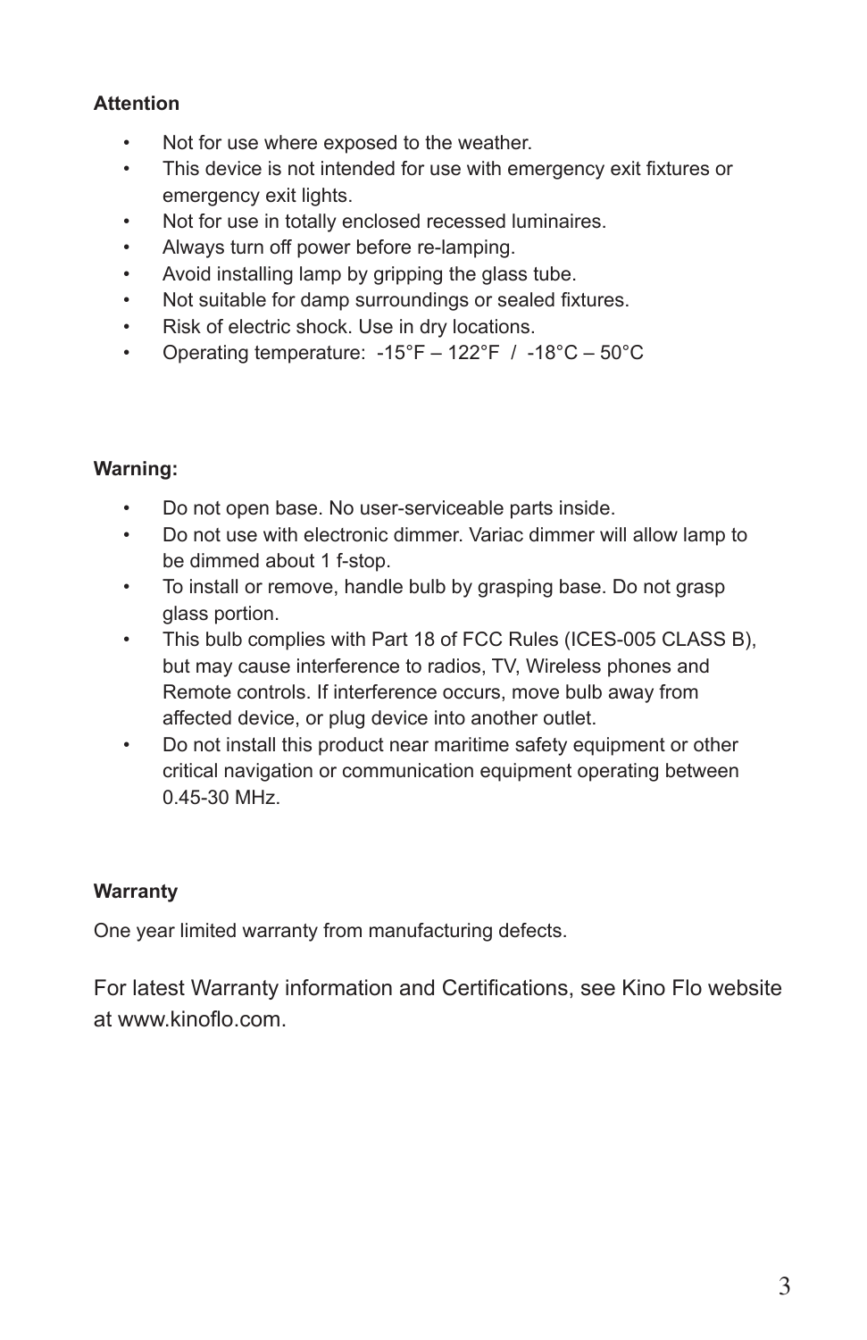**Attention**

- Not for use where exposed to the weather.
- This device is not intended for use with emergency exit fixtures or emergency exit lights.
- Not for use in totally enclosed recessed luminaires.
- Always turn off power before re-lamping.
- Avoid installing lamp by gripping the glass tube.
- Not suitable for damp surroundings or sealed fixtures.
- Risk of electric shock. Use in dry locations.
- Operating temperature: -15°F – 122°F / -18°C – 50°C

**Warning:**

- Do not open base. No user-serviceable parts inside.
- Do not use with electronic dimmer. Variac dimmer will allow lamp to be dimmed about 1 f-stop.
- To install or remove, handle bulb by grasping base. Do not grasp glass portion.
- This bulb complies with Part 18 of FCC Rules (ICES-005 CLASS B), but may cause interference to radios, TV, Wireless phones and Remote controls. If interference occurs, move bulb away from affected device, or plug device into another outlet.
- Do not install this product near maritime safety equipment or other critical navigation or communication equipment operating between 0.45-30 MHz.

**Warranty**

One year limited warranty from manufacturing defects.

For latest Warranty information and Certifications, see Kino Flo website at www.kinoflo.com.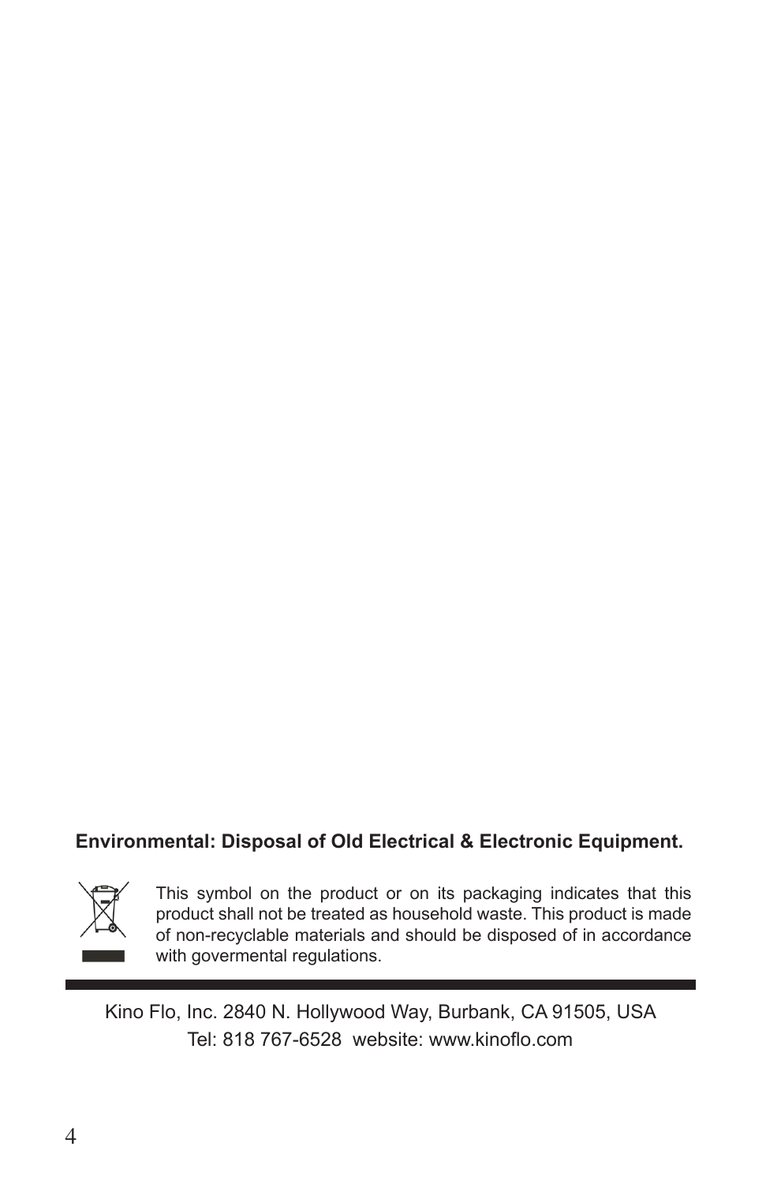**Environmental: Disposal of Old Electrical & Electronic Equipment.**

This symbol on the product or on its packaging indicates that this product shall not be treated as household waste. This product is made of non-recyclable materials and should be disposed of in accordance with govermental regulations.

Kino Flo, Inc. 2840 N. Hollywood Way, Burbank, CA 91505, USA

Tel: 818 767-6528 website: www.kinoflo.com